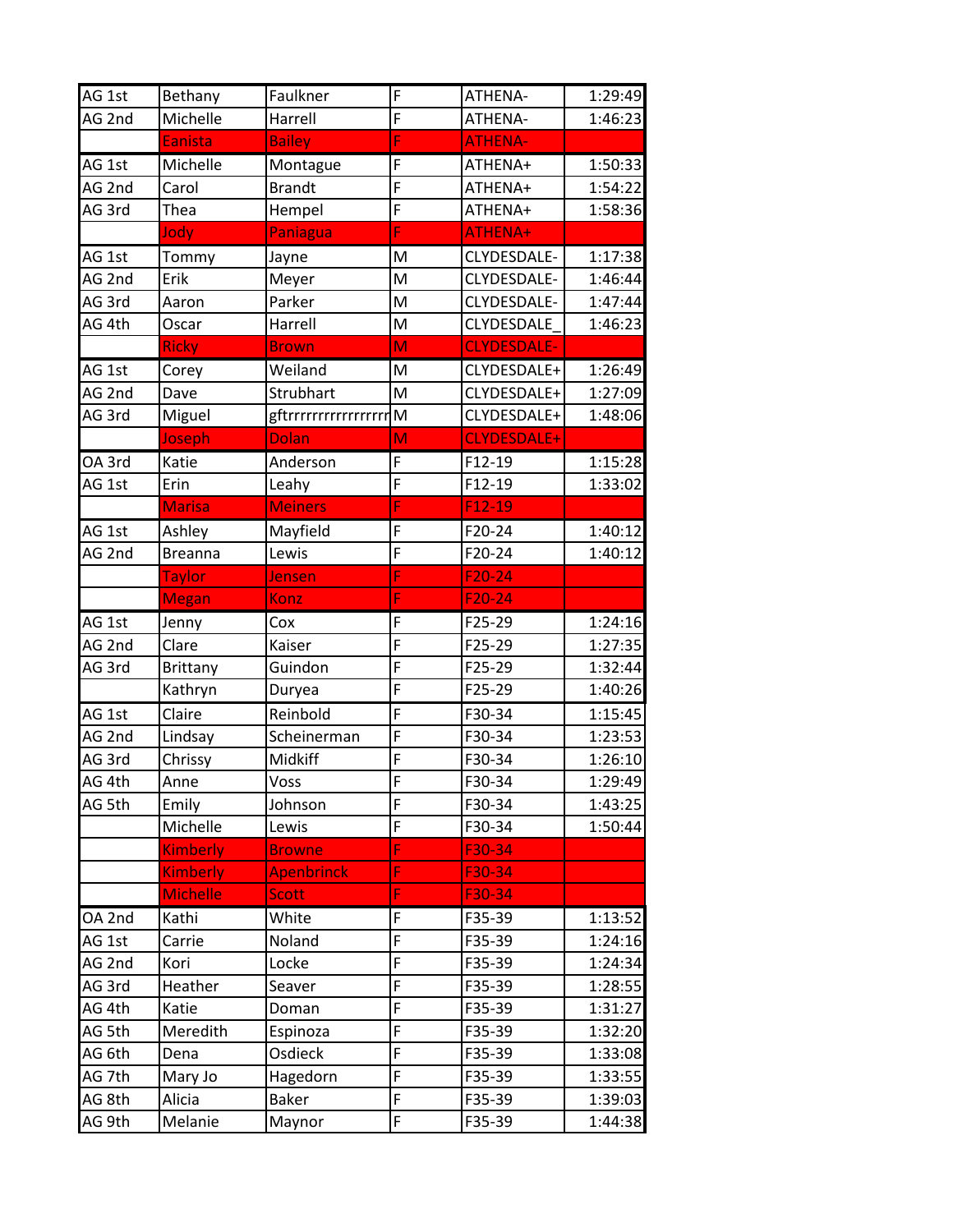| | | | | | |
|---|---|---|---|---|---|
| AG 1st | Bethany | Faulkner | F | ATHENA- | 1:29:49 |
| AG 2nd | Michelle | Harrell | F | ATHENA- | 1:46:23 |
| | Eanista | Bailey | F | ATHENA- | |
| AG 1st | Michelle | Montague | F | ATHENA+ | 1:50:33 |
| AG 2nd | Carol | Brandt | F | ATHENA+ | 1:54:22 |
| AG 3rd | Thea | Hempel | F | ATHENA+ | 1:58:36 |
| | Jody | Paniagua | F | ATHENA+ | |
| AG 1st | Tommy | Jayne | M | CLYDESDALE- | 1:17:38 |
| AG 2nd | Erik | Meyer | M | CLYDESDALE- | 1:46:44 |
| AG 3rd | Aaron | Parker | M | CLYDESDALE- | 1:47:44 |
| AG 4th | Oscar | Harrell | M | CLYDESDALE_ | 1:46:23 |
| | Ricky | Brown | M | CLYDESDALE- | |
| AG 1st | Corey | Weiland | M | CLYDESDALE+ | 1:26:49 |
| AG 2nd | Dave | Strubhart | M | CLYDESDALE+ | 1:27:09 |
| AG 3rd | Miguel | gftrrrrrrrrrrrrrrrr | M | CLYDESDALE+ | 1:48:06 |
| | Joseph | Dolan | M | CLYDESDALE+ | |
| OA 3rd | Katie | Anderson | F | F12-19 | 1:15:28 |
| AG 1st | Erin | Leahy | F | F12-19 | 1:33:02 |
| | Marisa | Meiners | F | F12-19 | |
| AG 1st | Ashley | Mayfield | F | F20-24 | 1:40:12 |
| AG 2nd | Breanna | Lewis | F | F20-24 | 1:40:12 |
| | Taylor | Jensen | F | F20-24 | |
| | Megan | Konz | F | F20-24 | |
| AG 1st | Jenny | Cox | F | F25-29 | 1:24:16 |
| AG 2nd | Clare | Kaiser | F | F25-29 | 1:27:35 |
| AG 3rd | Brittany | Guindon | F | F25-29 | 1:32:44 |
| | Kathryn | Duryea | F | F25-29 | 1:40:26 |
| AG 1st | Claire | Reinbold | F | F30-34 | 1:15:45 |
| AG 2nd | Lindsay | Scheinerman | F | F30-34 | 1:23:53 |
| AG 3rd | Chrissy | Midkiff | F | F30-34 | 1:26:10 |
| AG 4th | Anne | Voss | F | F30-34 | 1:29:49 |
| AG 5th | Emily | Johnson | F | F30-34 | 1:43:25 |
| | Michelle | Lewis | F | F30-34 | 1:50:44 |
| | Kimberly | Browne | F | F30-34 | |
| | Kimberly | Apenbrinck | F | F30-34 | |
| | Michelle | Scott | F | F30-34 | |
| OA 2nd | Kathi | White | F | F35-39 | 1:13:52 |
| AG 1st | Carrie | Noland | F | F35-39 | 1:24:16 |
| AG 2nd | Kori | Locke | F | F35-39 | 1:24:34 |
| AG 3rd | Heather | Seaver | F | F35-39 | 1:28:55 |
| AG 4th | Katie | Doman | F | F35-39 | 1:31:27 |
| AG 5th | Meredith | Espinoza | F | F35-39 | 1:32:20 |
| AG 6th | Dena | Osdieck | F | F35-39 | 1:33:08 |
| AG 7th | Mary Jo | Hagedorn | F | F35-39 | 1:33:55 |
| AG 8th | Alicia | Baker | F | F35-39 | 1:39:03 |
| AG 9th | Melanie | Maynor | F | F35-39 | 1:44:38 |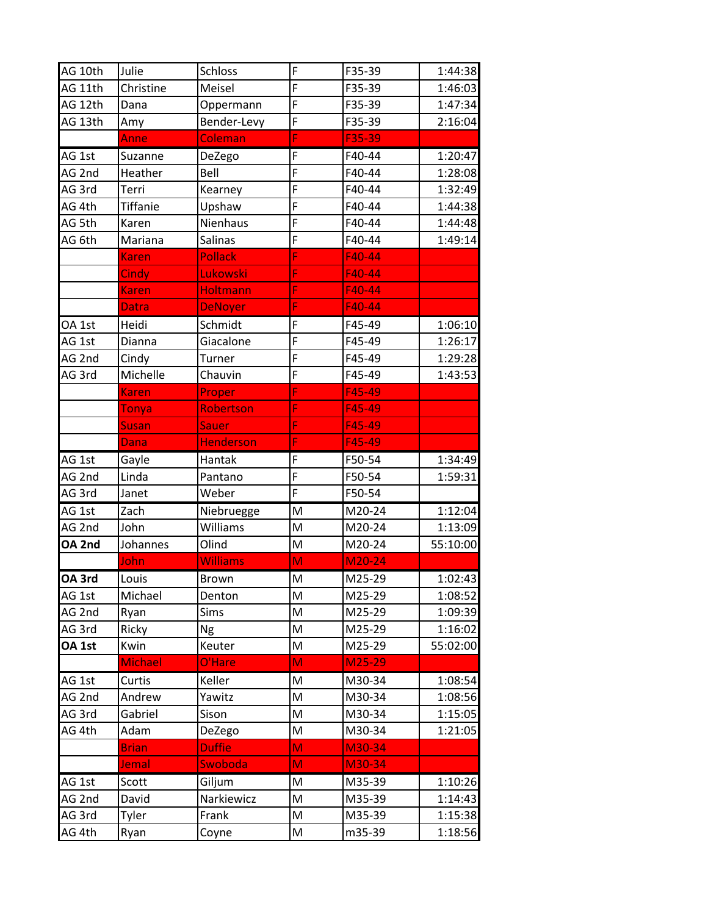| AG 10th | Julie | Schloss | F | F35-39 | 1:44:38 |
|---|---|---|---|---|---|
| AG 11th | Christine | Meisel | F | F35-39 | 1:46:03 |
| AG 12th | Dana | Oppermann | F | F35-39 | 1:47:34 |
| AG 13th | Amy | Bender-Levy | F | F35-39 | 2:16:04 |
| | Anne | Coleman | F | F35-39 | |
| AG 1st | Suzanne | DeZego | F | F40-44 | 1:20:47 |
| AG 2nd | Heather | Bell | F | F40-44 | 1:28:08 |
| AG 3rd | Terri | Kearney | F | F40-44 | 1:32:49 |
| AG 4th | Tiffanie | Upshaw | F | F40-44 | 1:44:38 |
| AG 5th | Karen | Nienhaus | F | F40-44 | 1:44:48 |
| AG 6th | Mariana | Salinas | F | F40-44 | 1:49:14 |
| | Karen | Pollack | F | F40-44 | |
| | Cindy | Lukowski | F | F40-44 | |
| | Karen | Holtmann | F | F40-44 | |
| | Datra | DeNoyer | F | F40-44 | |
| OA 1st | Heidi | Schmidt | F | F45-49 | 1:06:10 |
| AG 1st | Dianna | Giacalone | F | F45-49 | 1:26:17 |
| AG 2nd | Cindy | Turner | F | F45-49 | 1:29:28 |
| AG 3rd | Michelle | Chauvin | F | F45-49 | 1:43:53 |
| | Karen | Proper | F | F45-49 | |
| | Tonya | Robertson | F | F45-49 | |
| | Susan | Sauer | F | F45-49 | |
| | Dana | Henderson | F | F45-49 | |
| AG 1st | Gayle | Hantak | F | F50-54 | 1:34:49 |
| AG 2nd | Linda | Pantano | F | F50-54 | 1:59:31 |
| AG 3rd | Janet | Weber | F | F50-54 | |
| AG 1st | Zach | Niebruegge | M | M20-24 | 1:12:04 |
| AG 2nd | John | Williams | M | M20-24 | 1:13:09 |
| **OA 2nd** | Johannes | Olind | M | M20-24 | 55:10:00 |
| | John | Williams | M | M20-24 | |
| **OA 3rd** | Louis | Brown | M | M25-29 | 1:02:43 |
| AG 1st | Michael | Denton | M | M25-29 | 1:08:52 |
| AG 2nd | Ryan | Sims | M | M25-29 | 1:09:39 |
| AG 3rd | Ricky | Ng | M | M25-29 | 1:16:02 |
| **OA 1st** | Kwin | Keuter | M | M25-29 | 55:02:00 |
| | Michael | O'Hare | M | M25-29 | |
| AG 1st | Curtis | Keller | M | M30-34 | 1:08:54 |
| AG 2nd | Andrew | Yawitz | M | M30-34 | 1:08:56 |
| AG 3rd | Gabriel | Sison | M | M30-34 | 1:15:05 |
| AG 4th | Adam | DeZego | M | M30-34 | 1:21:05 |
| | Brian | Duffie | M | M30-34 | |
| | Jemal | Swoboda | M | M30-34 | |
| AG 1st | Scott | Giljum | M | M35-39 | 1:10:26 |
| AG 2nd | David | Narkiewicz | M | M35-39 | 1:14:43 |
| AG 3rd | Tyler | Frank | M | M35-39 | 1:15:38 |
| AG 4th | Ryan | Coyne | M | m35-39 | 1:18:56 |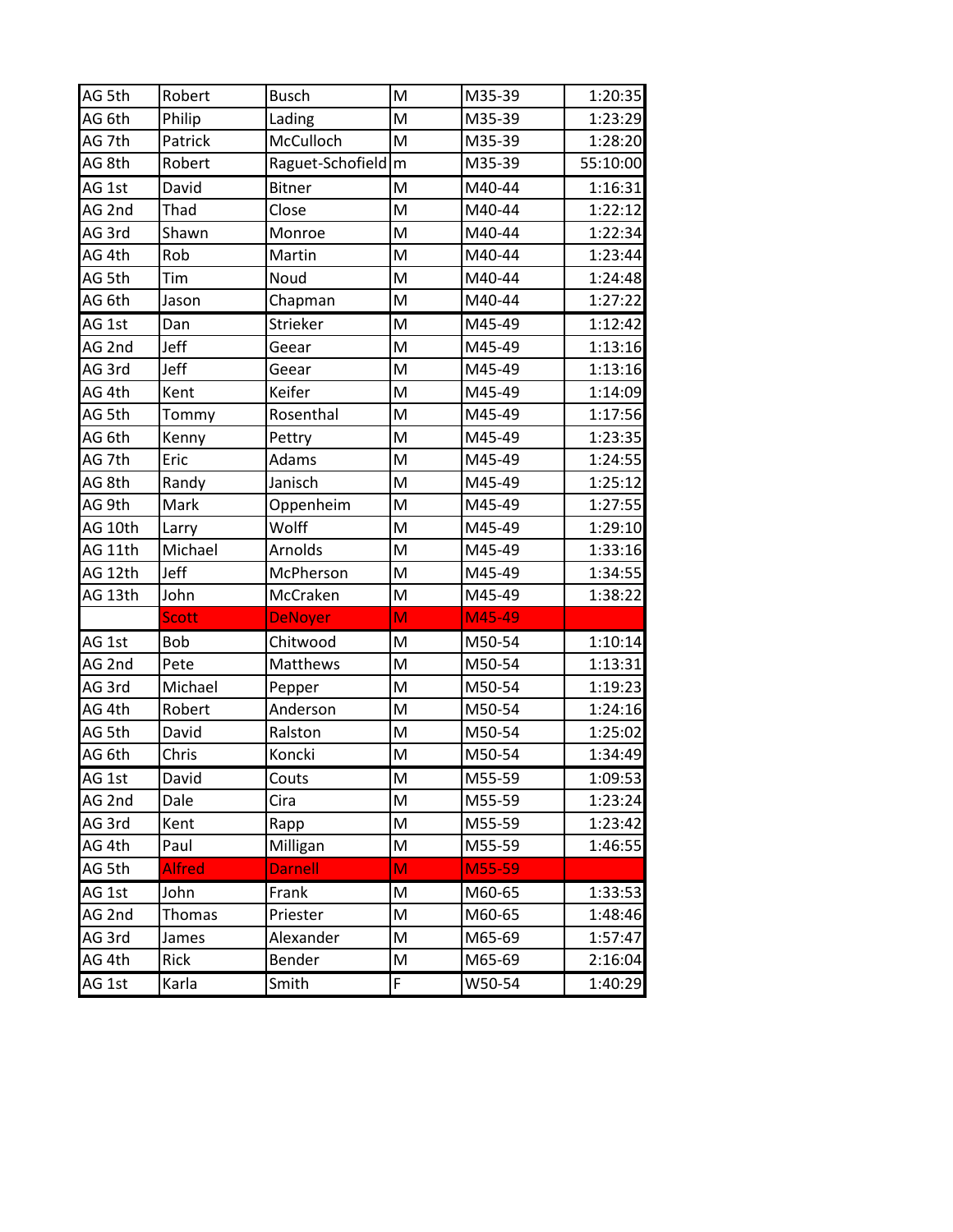| | | | | | |
|---|---|---|---|---|---|
| AG 5th | Robert | Busch | M | M35-39 | 1:20:35 |
| AG 6th | Philip | Lading | M | M35-39 | 1:23:29 |
| AG 7th | Patrick | McCulloch | M | M35-39 | 1:28:20 |
| AG 8th | Robert | Raguet-Schofield | m | M35-39 | 55:10:00 |
| AG 1st | David | Bitner | M | M40-44 | 1:16:31 |
| AG 2nd | Thad | Close | M | M40-44 | 1:22:12 |
| AG 3rd | Shawn | Monroe | M | M40-44 | 1:22:34 |
| AG 4th | Rob | Martin | M | M40-44 | 1:23:44 |
| AG 5th | Tim | Noud | M | M40-44 | 1:24:48 |
| AG 6th | Jason | Chapman | M | M40-44 | 1:27:22 |
| AG 1st | Dan | Strieker | M | M45-49 | 1:12:42 |
| AG 2nd | Jeff | Geear | M | M45-49 | 1:13:16 |
| AG 3rd | Jeff | Geear | M | M45-49 | 1:13:16 |
| AG 4th | Kent | Keifer | M | M45-49 | 1:14:09 |
| AG 5th | Tommy | Rosenthal | M | M45-49 | 1:17:56 |
| AG 6th | Kenny | Pettry | M | M45-49 | 1:23:35 |
| AG 7th | Eric | Adams | M | M45-49 | 1:24:55 |
| AG 8th | Randy | Janisch | M | M45-49 | 1:25:12 |
| AG 9th | Mark | Oppenheim | M | M45-49 | 1:27:55 |
| AG 10th | Larry | Wolff | M | M45-49 | 1:29:10 |
| AG 11th | Michael | Arnolds | M | M45-49 | 1:33:16 |
| AG 12th | Jeff | McPherson | M | M45-49 | 1:34:55 |
| AG 13th | John | McCraken | M | M45-49 | 1:38:22 |
| | Scott | DeNoyer | M | M45-49 | |
| AG 1st | Bob | Chitwood | M | M50-54 | 1:10:14 |
| AG 2nd | Pete | Matthews | M | M50-54 | 1:13:31 |
| AG 3rd | Michael | Pepper | M | M50-54 | 1:19:23 |
| AG 4th | Robert | Anderson | M | M50-54 | 1:24:16 |
| AG 5th | David | Ralston | M | M50-54 | 1:25:02 |
| AG 6th | Chris | Koncki | M | M50-54 | 1:34:49 |
| AG 1st | David | Couts | M | M55-59 | 1:09:53 |
| AG 2nd | Dale | Cira | M | M55-59 | 1:23:24 |
| AG 3rd | Kent | Rapp | M | M55-59 | 1:23:42 |
| AG 4th | Paul | Milligan | M | M55-59 | 1:46:55 |
| AG 5th | Alfred | Darnell | M | M55-59 | |
| AG 1st | John | Frank | M | M60-65 | 1:33:53 |
| AG 2nd | Thomas | Priester | M | M60-65 | 1:48:46 |
| AG 3rd | James | Alexander | M | M65-69 | 1:57:47 |
| AG 4th | Rick | Bender | M | M65-69 | 2:16:04 |
| AG 1st | Karla | Smith | F | W50-54 | 1:40:29 |